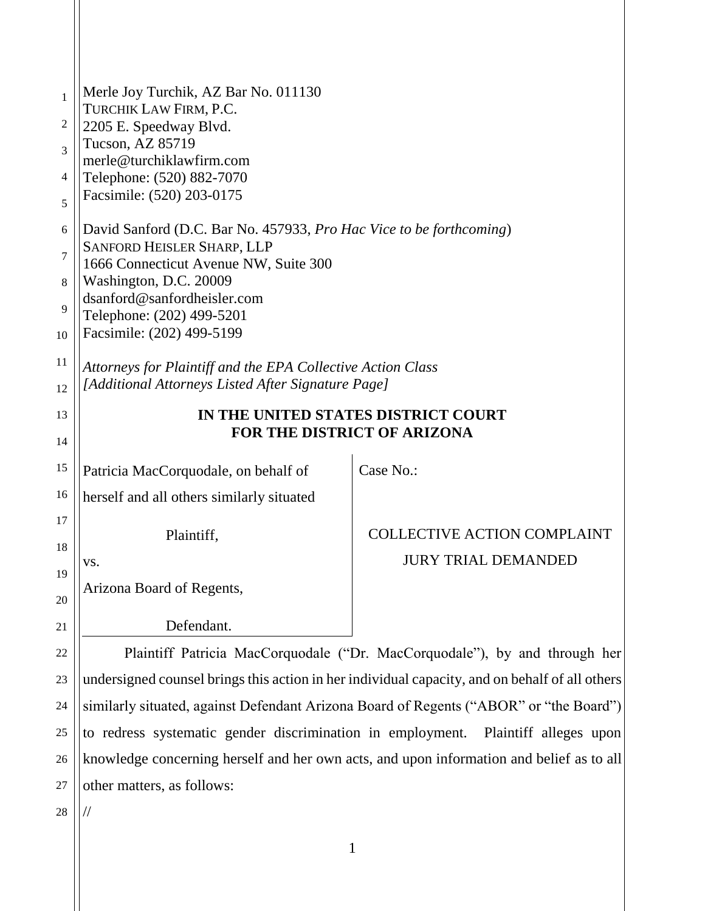Merle Joy Turchik, AZ Bar No. 011130
TURCHIK LAW FIRM, P.C.
2205 E. Speedway Blvd.
Tucson, AZ 85719
merle@turchiklawfirm.com
Telephone: (520) 882-7070
Facsimile: (520) 203-0175

David Sanford (D.C. Bar No. 457933, *Pro Hac Vice to be forthcoming*)
SANFORD HEISLER SHARP, LLP
1666 Connecticut Avenue NW, Suite 300
Washington, D.C. 20009
dsanford@sanfordheisler.com
Telephone: (202) 499-5201
Facsimile: (202) 499-5199

*Attorneys for Plaintiff and the EPA Collective Action Class*
*[Additional Attorneys Listed After Signature Page]*

**IN THE UNITED STATES DISTRICT COURT**
**FOR THE DISTRICT OF ARIZONA**

| | |
|---|---|
| Patricia MacCorquodale, on behalf of herself and all others similarly situated<br><br>Plaintiff,<br><br>vs.<br><br>Arizona Board of Regents,<br><br>Defendant. | Case No.:<br><br>COLLECTIVE ACTION COMPLAINT<br>JURY TRIAL DEMANDED |

Plaintiff Patricia MacCorquodale ("Dr. MacCorquodale"), by and through her undersigned counsel brings this action in her individual capacity, and on behalf of all others similarly situated, against Defendant Arizona Board of Regents ("ABOR" or "the Board") to redress systematic gender discrimination in employment. Plaintiff alleges upon knowledge concerning herself and her own acts, and upon information and belief as to all other matters, as follows:

//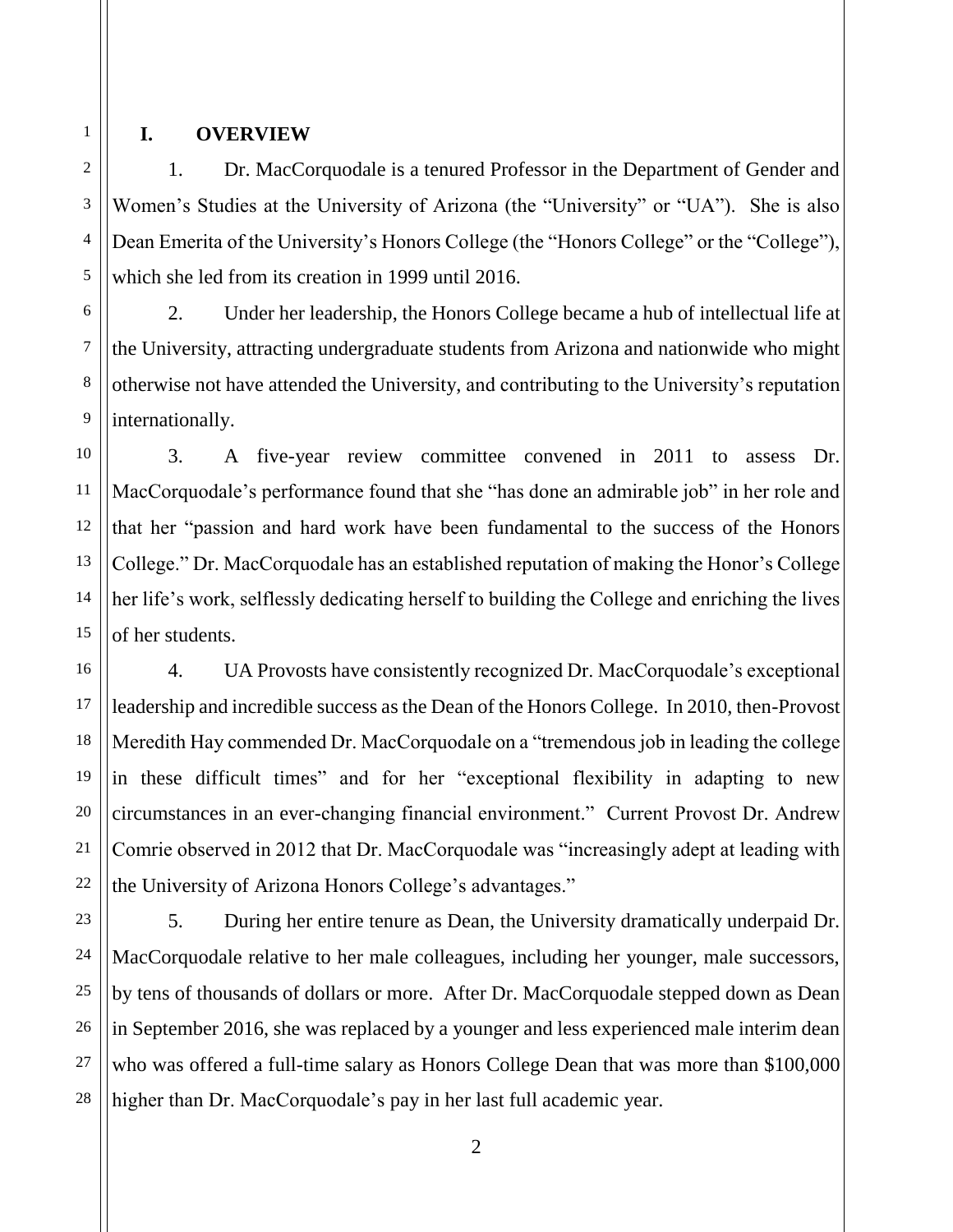## I. OVERVIEW

1. Dr. MacCorquodale is a tenured Professor in the Department of Gender and Women's Studies at the University of Arizona (the "University" or "UA"). She is also Dean Emerita of the University's Honors College (the "Honors College" or the "College"), which she led from its creation in 1999 until 2016.

2. Under her leadership, the Honors College became a hub of intellectual life at the University, attracting undergraduate students from Arizona and nationwide who might otherwise not have attended the University, and contributing to the University's reputation internationally.

3. A five-year review committee convened in 2011 to assess Dr. MacCorquodale's performance found that she "has done an admirable job" in her role and that her "passion and hard work have been fundamental to the success of the Honors College." Dr. MacCorquodale has an established reputation of making the Honor's College her life's work, selflessly dedicating herself to building the College and enriching the lives of her students.

4. UA Provosts have consistently recognized Dr. MacCorquodale's exceptional leadership and incredible success as the Dean of the Honors College. In 2010, then-Provost Meredith Hay commended Dr. MacCorquodale on a "tremendous job in leading the college in these difficult times" and for her "exceptional flexibility in adapting to new circumstances in an ever-changing financial environment." Current Provost Dr. Andrew Comrie observed in 2012 that Dr. MacCorquodale was "increasingly adept at leading with the University of Arizona Honors College's advantages."

5. During her entire tenure as Dean, the University dramatically underpaid Dr. MacCorquodale relative to her male colleagues, including her younger, male successors, by tens of thousands of dollars or more. After Dr. MacCorquodale stepped down as Dean in September 2016, she was replaced by a younger and less experienced male interim dean who was offered a full-time salary as Honors College Dean that was more than $100,000 higher than Dr. MacCorquodale's pay in her last full academic year.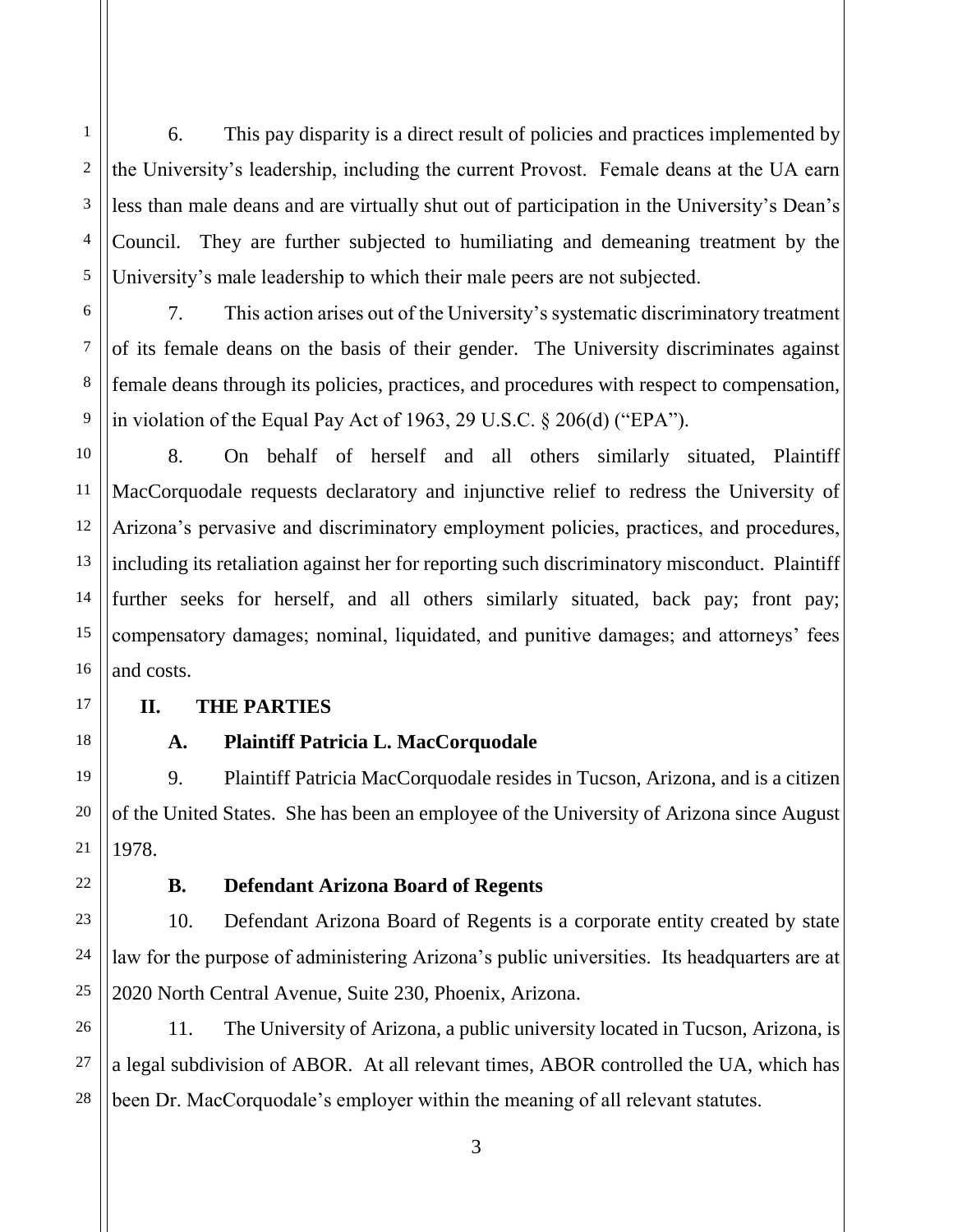6. This pay disparity is a direct result of policies and practices implemented by the University's leadership, including the current Provost. Female deans at the UA earn less than male deans and are virtually shut out of participation in the University's Dean's Council. They are further subjected to humiliating and demeaning treatment by the University's male leadership to which their male peers are not subjected.

7. This action arises out of the University's systematic discriminatory treatment of its female deans on the basis of their gender. The University discriminates against female deans through its policies, practices, and procedures with respect to compensation, in violation of the Equal Pay Act of 1963, 29 U.S.C. § 206(d) ("EPA").

8. On behalf of herself and all others similarly situated, Plaintiff MacCorquodale requests declaratory and injunctive relief to redress the University of Arizona's pervasive and discriminatory employment policies, practices, and procedures, including its retaliation against her for reporting such discriminatory misconduct. Plaintiff further seeks for herself, and all others similarly situated, back pay; front pay; compensatory damages; nominal, liquidated, and punitive damages; and attorneys' fees and costs.

## II. THE PARTIES

### A. Plaintiff Patricia L. MacCorquodale

9. Plaintiff Patricia MacCorquodale resides in Tucson, Arizona, and is a citizen of the United States. She has been an employee of the University of Arizona since August 1978.

### B. Defendant Arizona Board of Regents

10. Defendant Arizona Board of Regents is a corporate entity created by state law for the purpose of administering Arizona's public universities. Its headquarters are at 2020 North Central Avenue, Suite 230, Phoenix, Arizona.

11. The University of Arizona, a public university located in Tucson, Arizona, is a legal subdivision of ABOR. At all relevant times, ABOR controlled the UA, which has been Dr. MacCorquodale's employer within the meaning of all relevant statutes.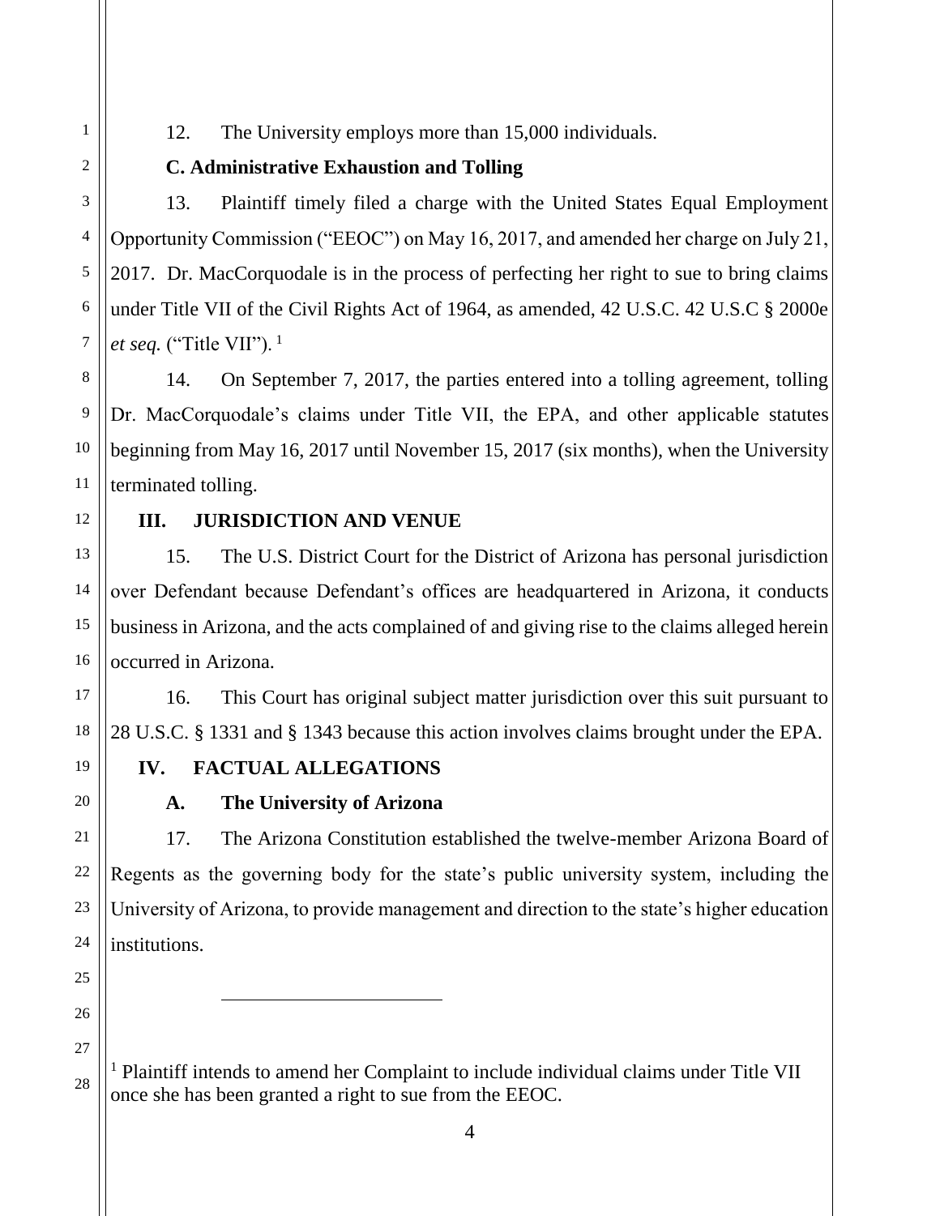12. The University employs more than 15,000 individuals.

**C. Administrative Exhaustion and Tolling**

13. Plaintiff timely filed a charge with the United States Equal Employment Opportunity Commission ("EEOC") on May 16, 2017, and amended her charge on July 21, 2017. Dr. MacCorquodale is in the process of perfecting her right to sue to bring claims under Title VII of the Civil Rights Act of 1964, as amended, 42 U.S.C. 42 U.S.C § 2000e *et seq.* ("Title VII").[1]

14. On September 7, 2017, the parties entered into a tolling agreement, tolling Dr. MacCorquodale's claims under Title VII, the EPA, and other applicable statutes beginning from May 16, 2017 until November 15, 2017 (six months), when the University terminated tolling.

## III. JURISDICTION AND VENUE

15. The U.S. District Court for the District of Arizona has personal jurisdiction over Defendant because Defendant's offices are headquartered in Arizona, it conducts business in Arizona, and the acts complained of and giving rise to the claims alleged herein occurred in Arizona.

16. This Court has original subject matter jurisdiction over this suit pursuant to 28 U.S.C. § 1331 and § 1343 because this action involves claims brought under the EPA.

## IV. FACTUAL ALLEGATIONS

**A. The University of Arizona**

17. The Arizona Constitution established the twelve-member Arizona Board of Regents as the governing body for the state's public university system, including the University of Arizona, to provide management and direction to the state's higher education institutions.

---

[1] Plaintiff intends to amend her Complaint to include individual claims under Title VII once she has been granted a right to sue from the EEOC.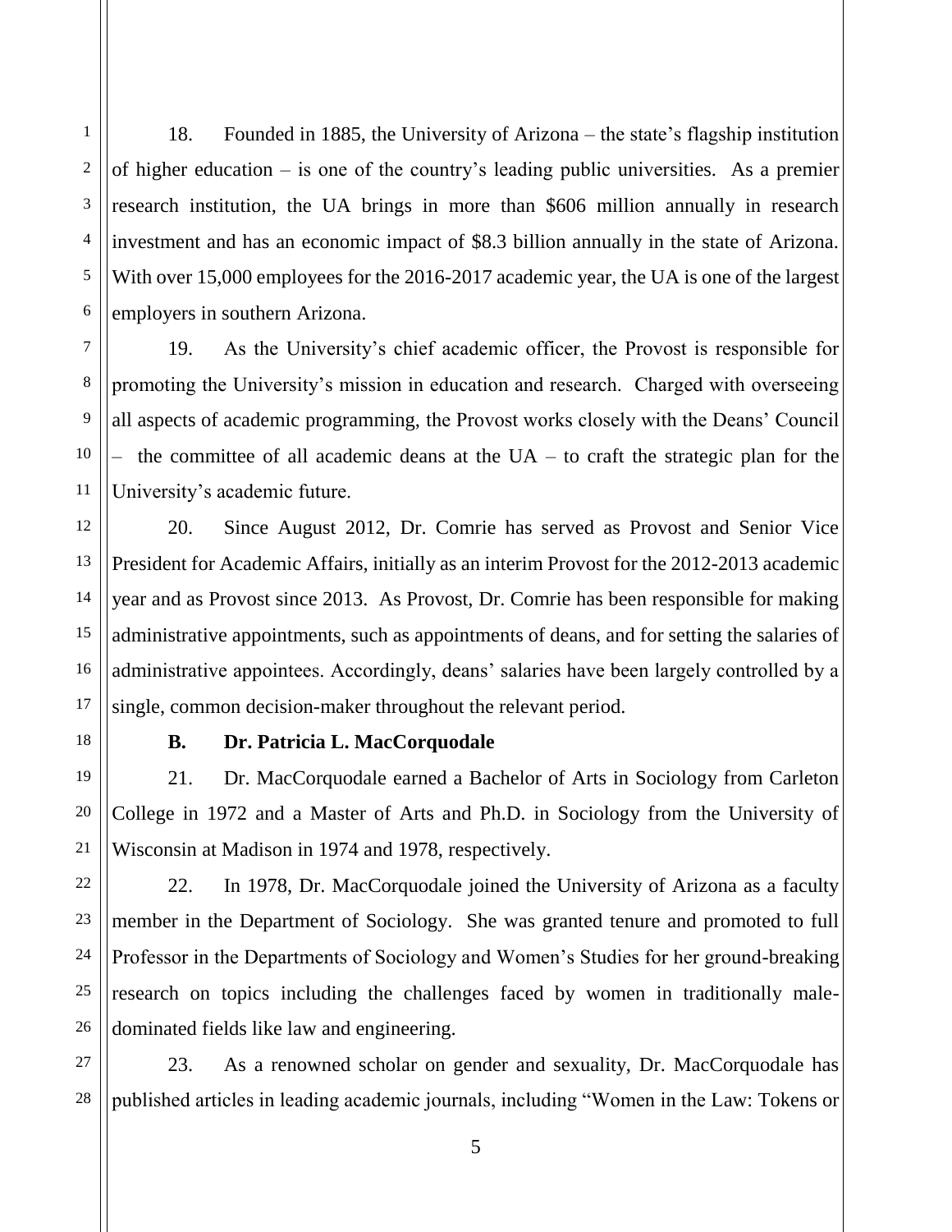18. Founded in 1885, the University of Arizona – the state's flagship institution of higher education – is one of the country's leading public universities. As a premier research institution, the UA brings in more than $606 million annually in research investment and has an economic impact of $8.3 billion annually in the state of Arizona. With over 15,000 employees for the 2016-2017 academic year, the UA is one of the largest employers in southern Arizona.

19. As the University's chief academic officer, the Provost is responsible for promoting the University's mission in education and research. Charged with overseeing all aspects of academic programming, the Provost works closely with the Deans' Council – the committee of all academic deans at the UA – to craft the strategic plan for the University's academic future.

20. Since August 2012, Dr. Comrie has served as Provost and Senior Vice President for Academic Affairs, initially as an interim Provost for the 2012-2013 academic year and as Provost since 2013. As Provost, Dr. Comrie has been responsible for making administrative appointments, such as appointments of deans, and for setting the salaries of administrative appointees. Accordingly, deans' salaries have been largely controlled by a single, common decision-maker throughout the relevant period.

### B. Dr. Patricia L. MacCorquodale

21. Dr. MacCorquodale earned a Bachelor of Arts in Sociology from Carleton College in 1972 and a Master of Arts and Ph.D. in Sociology from the University of Wisconsin at Madison in 1974 and 1978, respectively.

22. In 1978, Dr. MacCorquodale joined the University of Arizona as a faculty member in the Department of Sociology. She was granted tenure and promoted to full Professor in the Departments of Sociology and Women's Studies for her ground-breaking research on topics including the challenges faced by women in traditionally male-dominated fields like law and engineering.

23. As a renowned scholar on gender and sexuality, Dr. MacCorquodale has published articles in leading academic journals, including "Women in the Law: Tokens or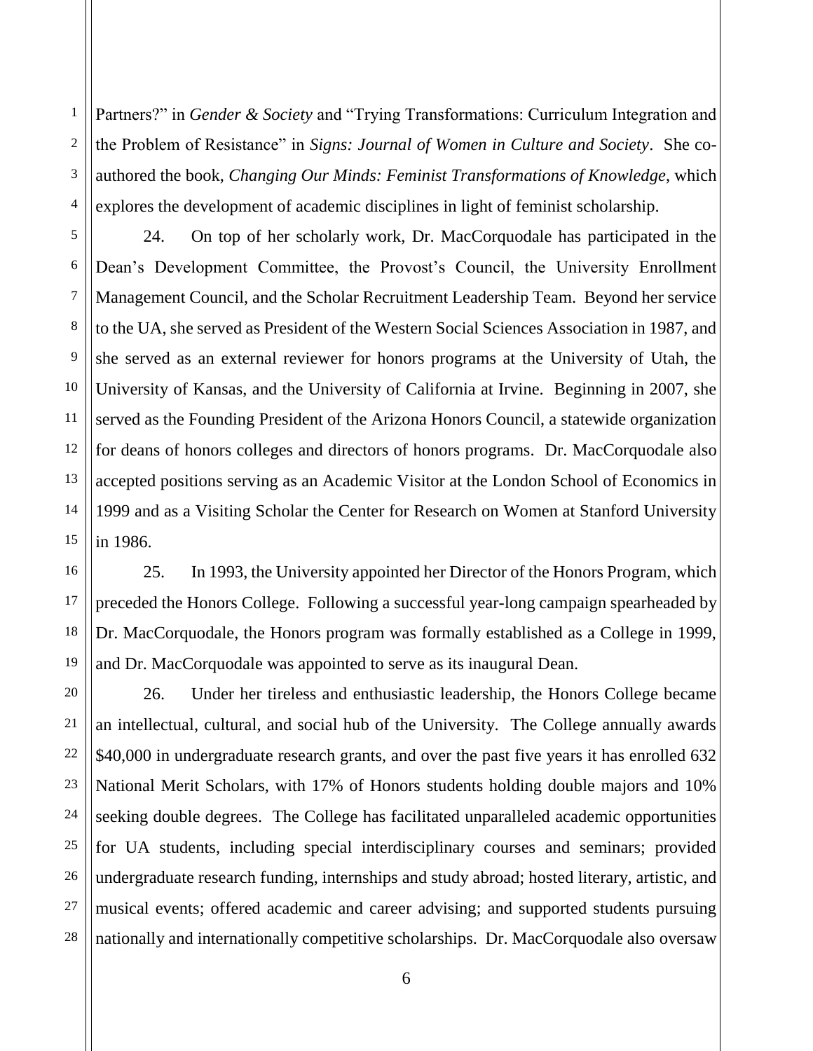Partners?" in *Gender & Society* and "Trying Transformations: Curriculum Integration and the Problem of Resistance" in *Signs: Journal of Women in Culture and Society*. She co-authored the book, *Changing Our Minds: Feminist Transformations of Knowledge*, which explores the development of academic disciplines in light of feminist scholarship.

24. On top of her scholarly work, Dr. MacCorquodale has participated in the Dean's Development Committee, the Provost's Council, the University Enrollment Management Council, and the Scholar Recruitment Leadership Team. Beyond her service to the UA, she served as President of the Western Social Sciences Association in 1987, and she served as an external reviewer for honors programs at the University of Utah, the University of Kansas, and the University of California at Irvine. Beginning in 2007, she served as the Founding President of the Arizona Honors Council, a statewide organization for deans of honors colleges and directors of honors programs. Dr. MacCorquodale also accepted positions serving as an Academic Visitor at the London School of Economics in 1999 and as a Visiting Scholar the Center for Research on Women at Stanford University in 1986.

25. In 1993, the University appointed her Director of the Honors Program, which preceded the Honors College. Following a successful year-long campaign spearheaded by Dr. MacCorquodale, the Honors program was formally established as a College in 1999, and Dr. MacCorquodale was appointed to serve as its inaugural Dean.

26. Under her tireless and enthusiastic leadership, the Honors College became an intellectual, cultural, and social hub of the University. The College annually awards $40,000 in undergraduate research grants, and over the past five years it has enrolled 632 National Merit Scholars, with 17% of Honors students holding double majors and 10% seeking double degrees. The College has facilitated unparalleled academic opportunities for UA students, including special interdisciplinary courses and seminars; provided undergraduate research funding, internships and study abroad; hosted literary, artistic, and musical events; offered academic and career advising; and supported students pursuing nationally and internationally competitive scholarships. Dr. MacCorquodale also oversaw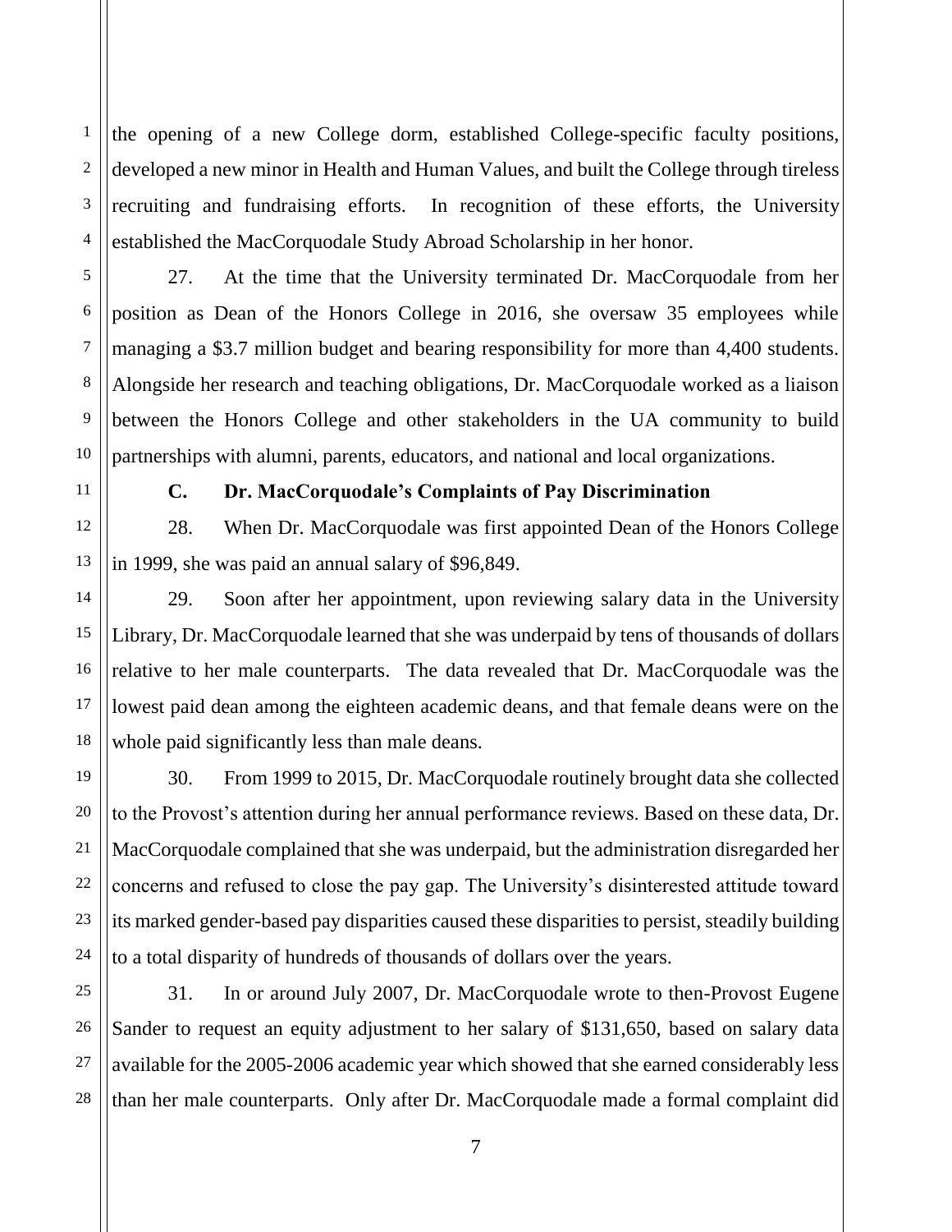the opening of a new College dorm, established College-specific faculty positions, developed a new minor in Health and Human Values, and built the College through tireless recruiting and fundraising efforts. In recognition of these efforts, the University established the MacCorquodale Study Abroad Scholarship in her honor.

27. At the time that the University terminated Dr. MacCorquodale from her position as Dean of the Honors College in 2016, she oversaw 35 employees while managing a $3.7 million budget and bearing responsibility for more than 4,400 students. Alongside her research and teaching obligations, Dr. MacCorquodale worked as a liaison between the Honors College and other stakeholders in the UA community to build partnerships with alumni, parents, educators, and national and local organizations.

### C. Dr. MacCorquodale's Complaints of Pay Discrimination

28. When Dr. MacCorquodale was first appointed Dean of the Honors College in 1999, she was paid an annual salary of $96,849.

29. Soon after her appointment, upon reviewing salary data in the University Library, Dr. MacCorquodale learned that she was underpaid by tens of thousands of dollars relative to her male counterparts. The data revealed that Dr. MacCorquodale was the lowest paid dean among the eighteen academic deans, and that female deans were on the whole paid significantly less than male deans.

30. From 1999 to 2015, Dr. MacCorquodale routinely brought data she collected to the Provost's attention during her annual performance reviews. Based on these data, Dr. MacCorquodale complained that she was underpaid, but the administration disregarded her concerns and refused to close the pay gap. The University's disinterested attitude toward its marked gender-based pay disparities caused these disparities to persist, steadily building to a total disparity of hundreds of thousands of dollars over the years.

31. In or around July 2007, Dr. MacCorquodale wrote to then-Provost Eugene Sander to request an equity adjustment to her salary of $131,650, based on salary data available for the 2005-2006 academic year which showed that she earned considerably less than her male counterparts. Only after Dr. MacCorquodale made a formal complaint did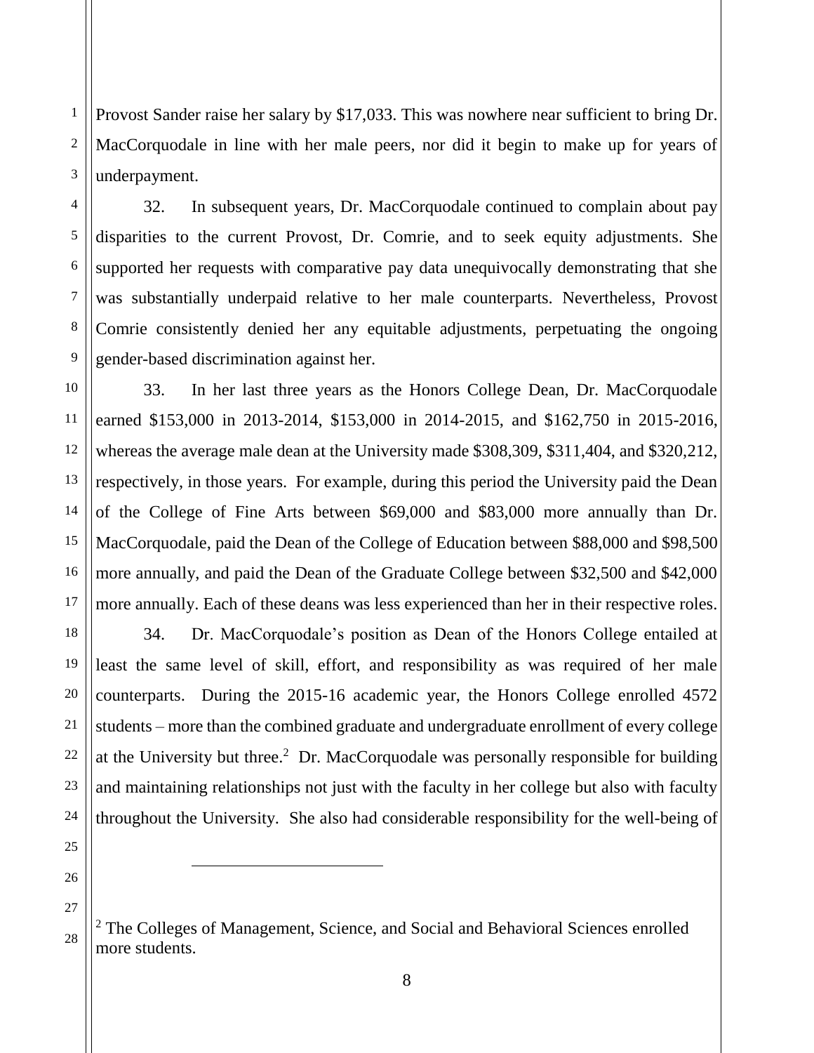Provost Sander raise her salary by $17,033. This was nowhere near sufficient to bring Dr. MacCorquodale in line with her male peers, nor did it begin to make up for years of underpayment.

32. In subsequent years, Dr. MacCorquodale continued to complain about pay disparities to the current Provost, Dr. Comrie, and to seek equity adjustments. She supported her requests with comparative pay data unequivocally demonstrating that she was substantially underpaid relative to her male counterparts. Nevertheless, Provost Comrie consistently denied her any equitable adjustments, perpetuating the ongoing gender-based discrimination against her.

33. In her last three years as the Honors College Dean, Dr. MacCorquodale earned $153,000 in 2013-2014, $153,000 in 2014-2015, and $162,750 in 2015-2016, whereas the average male dean at the University made $308,309, $311,404, and $320,212, respectively, in those years. For example, during this period the University paid the Dean of the College of Fine Arts between $69,000 and $83,000 more annually than Dr. MacCorquodale, paid the Dean of the College of Education between $88,000 and $98,500 more annually, and paid the Dean of the Graduate College between $32,500 and $42,000 more annually. Each of these deans was less experienced than her in their respective roles.

34. Dr. MacCorquodale's position as Dean of the Honors College entailed at least the same level of skill, effort, and responsibility as was required of her male counterparts. During the 2015-16 academic year, the Honors College enrolled 4572 students – more than the combined graduate and undergraduate enrollment of every college at the University but three.[2] Dr. MacCorquodale was personally responsible for building and maintaining relationships not just with the faculty in her college but also with faculty throughout the University. She also had considerable responsibility for the well-being of

---

[2] The Colleges of Management, Science, and Social and Behavioral Sciences enrolled more students.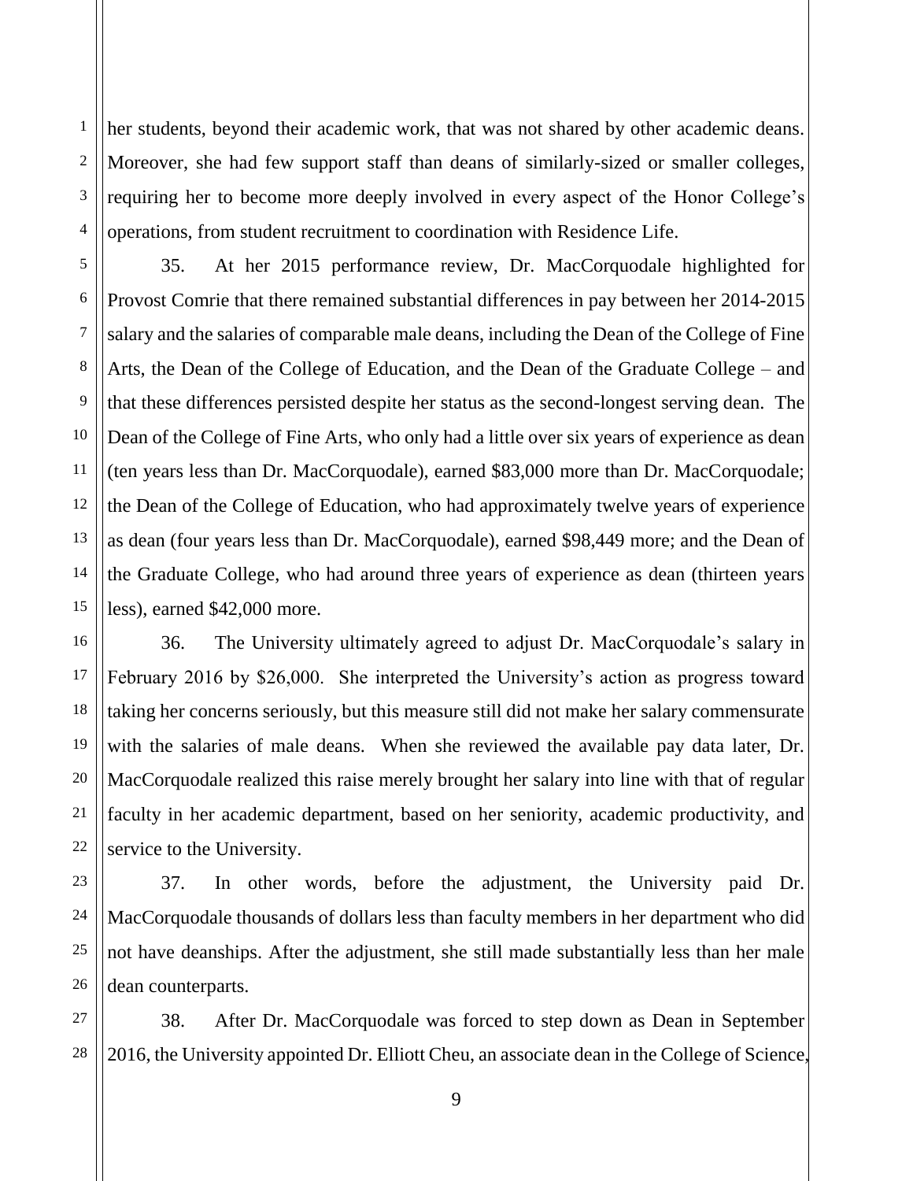her students, beyond their academic work, that was not shared by other academic deans. Moreover, she had few support staff than deans of similarly-sized or smaller colleges, requiring her to become more deeply involved in every aspect of the Honor College's operations, from student recruitment to coordination with Residence Life.

35. At her 2015 performance review, Dr. MacCorquodale highlighted for Provost Comrie that there remained substantial differences in pay between her 2014-2015 salary and the salaries of comparable male deans, including the Dean of the College of Fine Arts, the Dean of the College of Education, and the Dean of the Graduate College – and that these differences persisted despite her status as the second-longest serving dean. The Dean of the College of Fine Arts, who only had a little over six years of experience as dean (ten years less than Dr. MacCorquodale), earned $83,000 more than Dr. MacCorquodale; the Dean of the College of Education, who had approximately twelve years of experience as dean (four years less than Dr. MacCorquodale), earned $98,449 more; and the Dean of the Graduate College, who had around three years of experience as dean (thirteen years less), earned $42,000 more.

36. The University ultimately agreed to adjust Dr. MacCorquodale's salary in February 2016 by $26,000. She interpreted the University's action as progress toward taking her concerns seriously, but this measure still did not make her salary commensurate with the salaries of male deans. When she reviewed the available pay data later, Dr. MacCorquodale realized this raise merely brought her salary into line with that of regular faculty in her academic department, based on her seniority, academic productivity, and service to the University.

37. In other words, before the adjustment, the University paid Dr. MacCorquodale thousands of dollars less than faculty members in her department who did not have deanships. After the adjustment, she still made substantially less than her male dean counterparts.

38. After Dr. MacCorquodale was forced to step down as Dean in September 2016, the University appointed Dr. Elliott Cheu, an associate dean in the College of Science,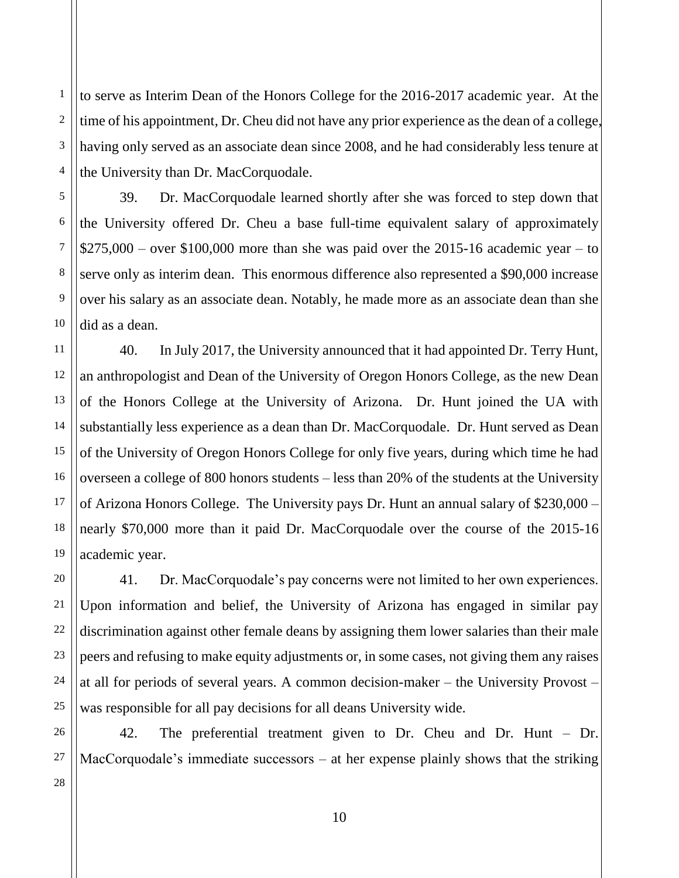to serve as Interim Dean of the Honors College for the 2016-2017 academic year. At the time of his appointment, Dr. Cheu did not have any prior experience as the dean of a college, having only served as an associate dean since 2008, and he had considerably less tenure at the University than Dr. MacCorquodale.

39. Dr. MacCorquodale learned shortly after she was forced to step down that the University offered Dr. Cheu a base full-time equivalent salary of approximately $275,000 – over $100,000 more than she was paid over the 2015-16 academic year – to serve only as interim dean. This enormous difference also represented a $90,000 increase over his salary as an associate dean. Notably, he made more as an associate dean than she did as a dean.

40. In July 2017, the University announced that it had appointed Dr. Terry Hunt, an anthropologist and Dean of the University of Oregon Honors College, as the new Dean of the Honors College at the University of Arizona. Dr. Hunt joined the UA with substantially less experience as a dean than Dr. MacCorquodale. Dr. Hunt served as Dean of the University of Oregon Honors College for only five years, during which time he had overseen a college of 800 honors students – less than 20% of the students at the University of Arizona Honors College. The University pays Dr. Hunt an annual salary of $230,000 – nearly $70,000 more than it paid Dr. MacCorquodale over the course of the 2015-16 academic year.

41. Dr. MacCorquodale's pay concerns were not limited to her own experiences. Upon information and belief, the University of Arizona has engaged in similar pay discrimination against other female deans by assigning them lower salaries than their male peers and refusing to make equity adjustments or, in some cases, not giving them any raises at all for periods of several years. A common decision-maker – the University Provost – was responsible for all pay decisions for all deans University wide.

42. The preferential treatment given to Dr. Cheu and Dr. Hunt – Dr. MacCorquodale's immediate successors – at her expense plainly shows that the striking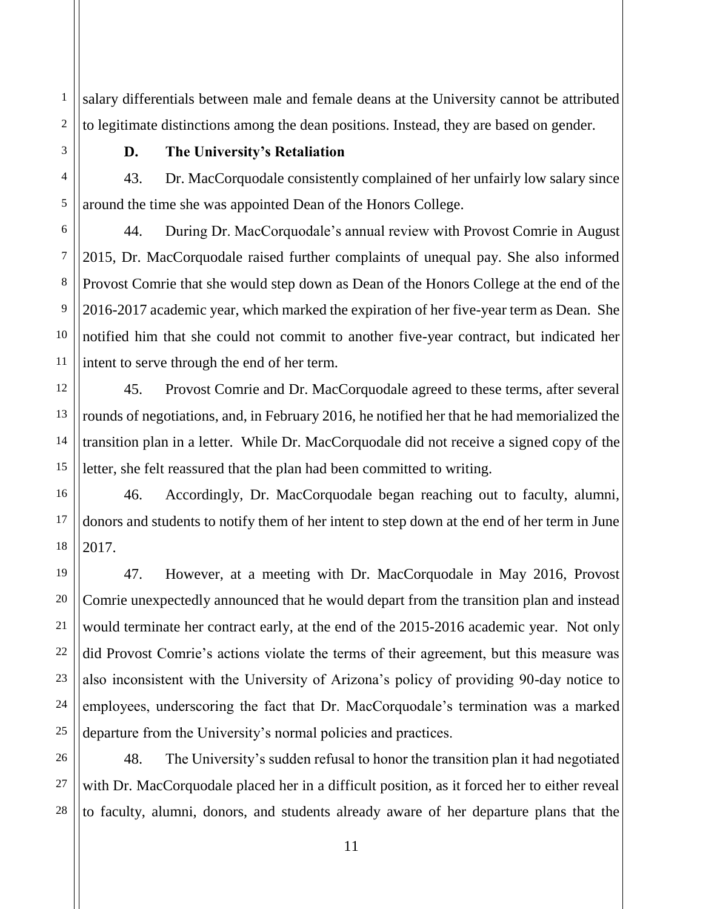salary differentials between male and female deans at the University cannot be attributed to legitimate distinctions among the dean positions. Instead, they are based on gender.

### D. The University's Retaliation

43. Dr. MacCorquodale consistently complained of her unfairly low salary since around the time she was appointed Dean of the Honors College.

44. During Dr. MacCorquodale's annual review with Provost Comrie in August 2015, Dr. MacCorquodale raised further complaints of unequal pay. She also informed Provost Comrie that she would step down as Dean of the Honors College at the end of the 2016-2017 academic year, which marked the expiration of her five-year term as Dean. She notified him that she could not commit to another five-year contract, but indicated her intent to serve through the end of her term.

45. Provost Comrie and Dr. MacCorquodale agreed to these terms, after several rounds of negotiations, and, in February 2016, he notified her that he had memorialized the transition plan in a letter. While Dr. MacCorquodale did not receive a signed copy of the letter, she felt reassured that the plan had been committed to writing.

46. Accordingly, Dr. MacCorquodale began reaching out to faculty, alumni, donors and students to notify them of her intent to step down at the end of her term in June 2017.

47. However, at a meeting with Dr. MacCorquodale in May 2016, Provost Comrie unexpectedly announced that he would depart from the transition plan and instead would terminate her contract early, at the end of the 2015-2016 academic year. Not only did Provost Comrie's actions violate the terms of their agreement, but this measure was also inconsistent with the University of Arizona's policy of providing 90-day notice to employees, underscoring the fact that Dr. MacCorquodale's termination was a marked departure from the University's normal policies and practices.

48. The University's sudden refusal to honor the transition plan it had negotiated with Dr. MacCorquodale placed her in a difficult position, as it forced her to either reveal to faculty, alumni, donors, and students already aware of her departure plans that the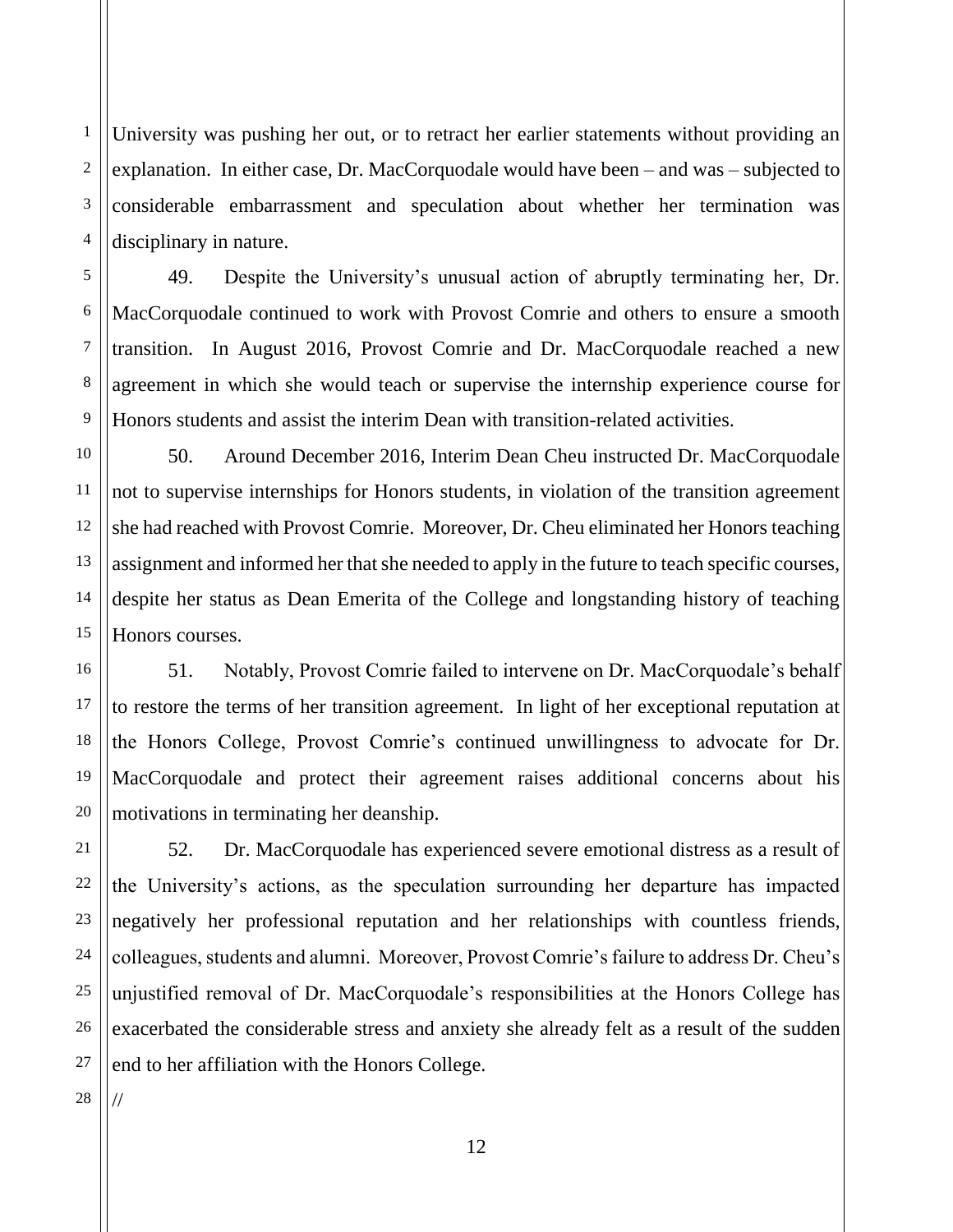University was pushing her out, or to retract her earlier statements without providing an explanation. In either case, Dr. MacCorquodale would have been – and was – subjected to considerable embarrassment and speculation about whether her termination was disciplinary in nature.

49. Despite the University's unusual action of abruptly terminating her, Dr. MacCorquodale continued to work with Provost Comrie and others to ensure a smooth transition. In August 2016, Provost Comrie and Dr. MacCorquodale reached a new agreement in which she would teach or supervise the internship experience course for Honors students and assist the interim Dean with transition-related activities.

50. Around December 2016, Interim Dean Cheu instructed Dr. MacCorquodale not to supervise internships for Honors students, in violation of the transition agreement she had reached with Provost Comrie. Moreover, Dr. Cheu eliminated her Honors teaching assignment and informed her that she needed to apply in the future to teach specific courses, despite her status as Dean Emerita of the College and longstanding history of teaching Honors courses.

51. Notably, Provost Comrie failed to intervene on Dr. MacCorquodale's behalf to restore the terms of her transition agreement. In light of her exceptional reputation at the Honors College, Provost Comrie's continued unwillingness to advocate for Dr. MacCorquodale and protect their agreement raises additional concerns about his motivations in terminating her deanship.

52. Dr. MacCorquodale has experienced severe emotional distress as a result of the University's actions, as the speculation surrounding her departure has impacted negatively her professional reputation and her relationships with countless friends, colleagues, students and alumni. Moreover, Provost Comrie's failure to address Dr. Cheu's unjustified removal of Dr. MacCorquodale's responsibilities at the Honors College has exacerbated the considerable stress and anxiety she already felt as a result of the sudden end to her affiliation with the Honors College.

//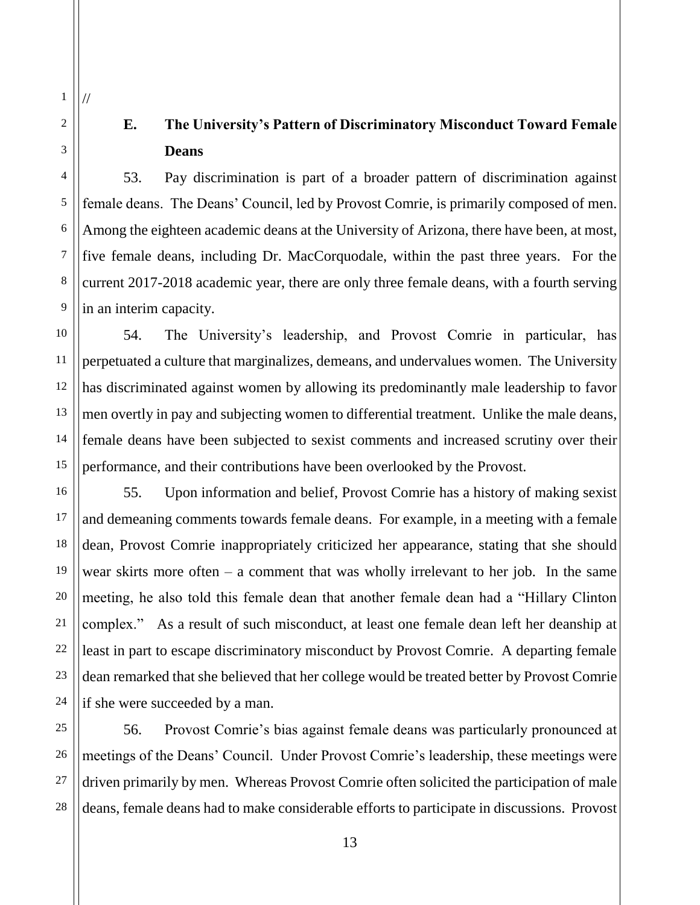//

### E. The University's Pattern of Discriminatory Misconduct Toward Female Deans

53. Pay discrimination is part of a broader pattern of discrimination against female deans. The Deans' Council, led by Provost Comrie, is primarily composed of men. Among the eighteen academic deans at the University of Arizona, there have been, at most, five female deans, including Dr. MacCorquodale, within the past three years. For the current 2017-2018 academic year, there are only three female deans, with a fourth serving in an interim capacity.

54. The University's leadership, and Provost Comrie in particular, has perpetuated a culture that marginalizes, demeans, and undervalues women. The University has discriminated against women by allowing its predominantly male leadership to favor men overtly in pay and subjecting women to differential treatment. Unlike the male deans, female deans have been subjected to sexist comments and increased scrutiny over their performance, and their contributions have been overlooked by the Provost.

55. Upon information and belief, Provost Comrie has a history of making sexist and demeaning comments towards female deans. For example, in a meeting with a female dean, Provost Comrie inappropriately criticized her appearance, stating that she should wear skirts more often – a comment that was wholly irrelevant to her job. In the same meeting, he also told this female dean that another female dean had a "Hillary Clinton complex." As a result of such misconduct, at least one female dean left her deanship at least in part to escape discriminatory misconduct by Provost Comrie. A departing female dean remarked that she believed that her college would be treated better by Provost Comrie if she were succeeded by a man.

56. Provost Comrie's bias against female deans was particularly pronounced at meetings of the Deans' Council. Under Provost Comrie's leadership, these meetings were driven primarily by men. Whereas Provost Comrie often solicited the participation of male deans, female deans had to make considerable efforts to participate in discussions. Provost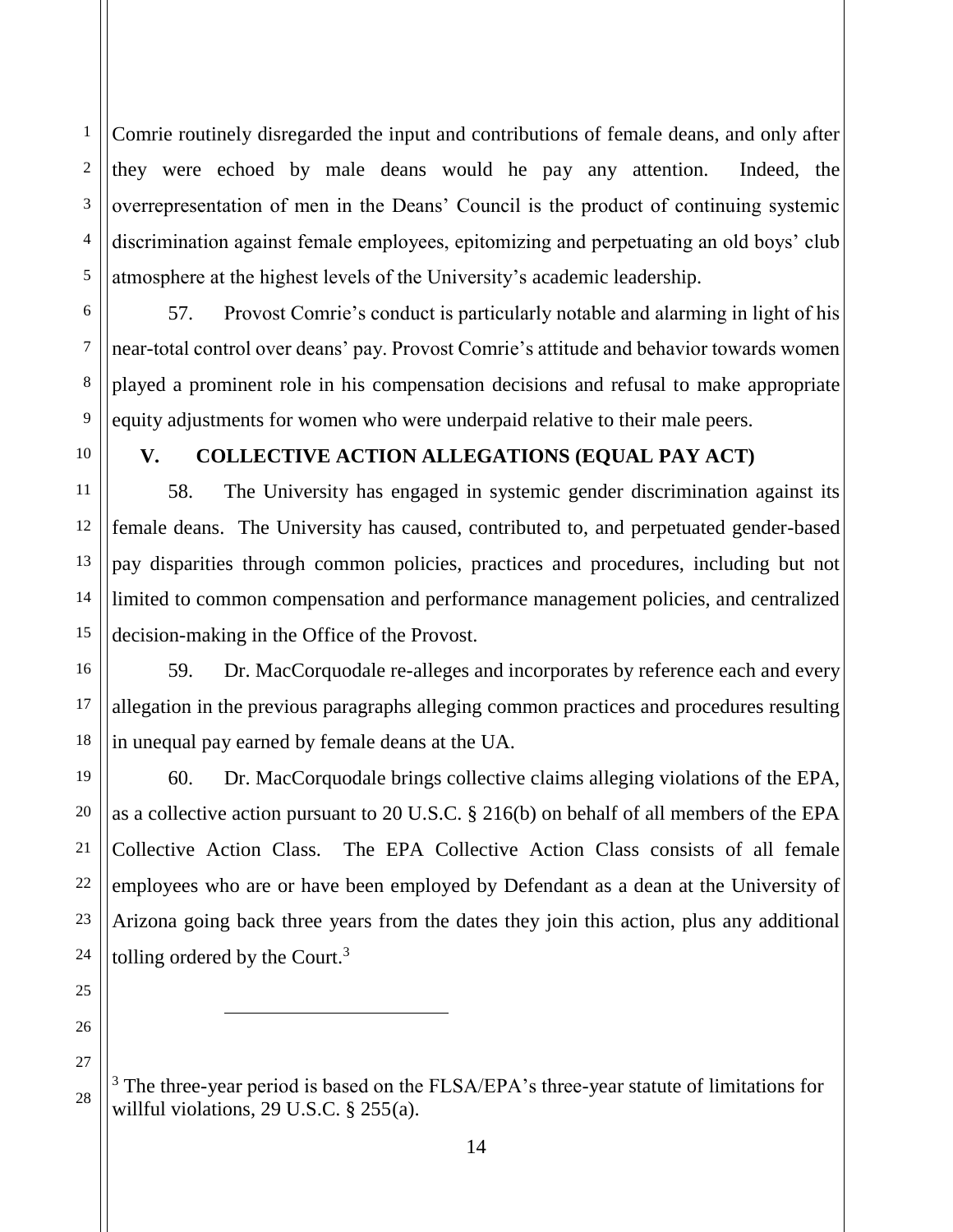Comrie routinely disregarded the input and contributions of female deans, and only after they were echoed by male deans would he pay any attention. Indeed, the overrepresentation of men in the Deans' Council is the product of continuing systemic discrimination against female employees, epitomizing and perpetuating an old boys' club atmosphere at the highest levels of the University's academic leadership.

57. Provost Comrie's conduct is particularly notable and alarming in light of his near-total control over deans' pay. Provost Comrie's attitude and behavior towards women played a prominent role in his compensation decisions and refusal to make appropriate equity adjustments for women who were underpaid relative to their male peers.

## V. COLLECTIVE ACTION ALLEGATIONS (EQUAL PAY ACT)

58. The University has engaged in systemic gender discrimination against its female deans. The University has caused, contributed to, and perpetuated gender-based pay disparities through common policies, practices and procedures, including but not limited to common compensation and performance management policies, and centralized decision-making in the Office of the Provost.

59. Dr. MacCorquodale re-alleges and incorporates by reference each and every allegation in the previous paragraphs alleging common practices and procedures resulting in unequal pay earned by female deans at the UA.

60. Dr. MacCorquodale brings collective claims alleging violations of the EPA, as a collective action pursuant to 20 U.S.C. § 216(b) on behalf of all members of the EPA Collective Action Class. The EPA Collective Action Class consists of all female employees who are or have been employed by Defendant as a dean at the University of Arizona going back three years from the dates they join this action, plus any additional tolling ordered by the Court.[3]

---

[3] The three-year period is based on the FLSA/EPA's three-year statute of limitations for willful violations, 29 U.S.C. § 255(a).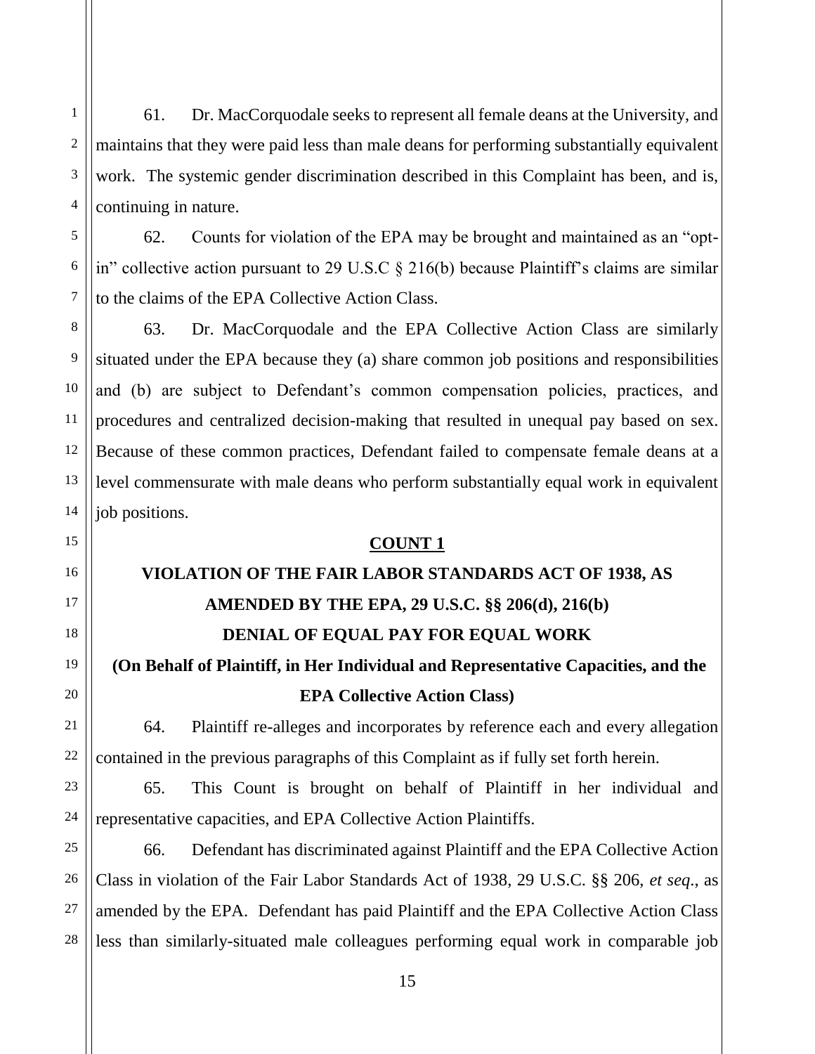61. Dr. MacCorquodale seeks to represent all female deans at the University, and maintains that they were paid less than male deans for performing substantially equivalent work. The systemic gender discrimination described in this Complaint has been, and is, continuing in nature.

62. Counts for violation of the EPA may be brought and maintained as an "opt-in" collective action pursuant to 29 U.S.C § 216(b) because Plaintiff's claims are similar to the claims of the EPA Collective Action Class.

63. Dr. MacCorquodale and the EPA Collective Action Class are similarly situated under the EPA because they (a) share common job positions and responsibilities and (b) are subject to Defendant's common compensation policies, practices, and procedures and centralized decision-making that resulted in unequal pay based on sex. Because of these common practices, Defendant failed to compensate female deans at a level commensurate with male deans who perform substantially equal work in equivalent job positions.

**COUNT 1**

**VIOLATION OF THE FAIR LABOR STANDARDS ACT OF 1938, AS AMENDED BY THE EPA, 29 U.S.C. §§ 206(d), 216(b)**

**DENIAL OF EQUAL PAY FOR EQUAL WORK**

**(On Behalf of Plaintiff, in Her Individual and Representative Capacities, and the EPA Collective Action Class)**

64. Plaintiff re-alleges and incorporates by reference each and every allegation contained in the previous paragraphs of this Complaint as if fully set forth herein.

65. This Count is brought on behalf of Plaintiff in her individual and representative capacities, and EPA Collective Action Plaintiffs.

66. Defendant has discriminated against Plaintiff and the EPA Collective Action Class in violation of the Fair Labor Standards Act of 1938, 29 U.S.C. §§ 206, *et seq.*, as amended by the EPA. Defendant has paid Plaintiff and the EPA Collective Action Class less than similarly-situated male colleagues performing equal work in comparable job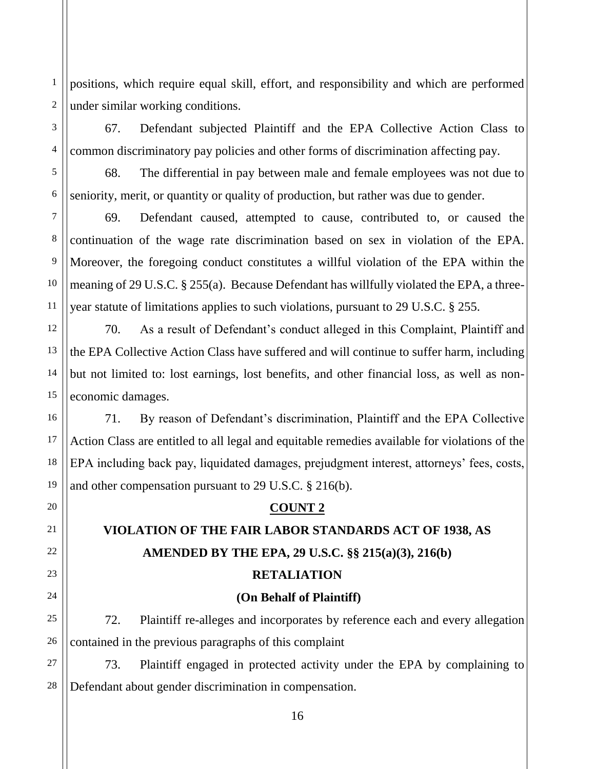positions, which require equal skill, effort, and responsibility and which are performed under similar working conditions.

67. Defendant subjected Plaintiff and the EPA Collective Action Class to common discriminatory pay policies and other forms of discrimination affecting pay.

68. The differential in pay between male and female employees was not due to seniority, merit, or quantity or quality of production, but rather was due to gender.

69. Defendant caused, attempted to cause, contributed to, or caused the continuation of the wage rate discrimination based on sex in violation of the EPA. Moreover, the foregoing conduct constitutes a willful violation of the EPA within the meaning of 29 U.S.C. § 255(a). Because Defendant has willfully violated the EPA, a three-year statute of limitations applies to such violations, pursuant to 29 U.S.C. § 255.

70. As a result of Defendant's conduct alleged in this Complaint, Plaintiff and the EPA Collective Action Class have suffered and will continue to suffer harm, including but not limited to: lost earnings, lost benefits, and other financial loss, as well as non-economic damages.

71. By reason of Defendant's discrimination, Plaintiff and the EPA Collective Action Class are entitled to all legal and equitable remedies available for violations of the EPA including back pay, liquidated damages, prejudgment interest, attorneys' fees, costs, and other compensation pursuant to 29 U.S.C. § 216(b).

## COUNT 2

## VIOLATION OF THE FAIR LABOR STANDARDS ACT OF 1938, AS AMENDED BY THE EPA, 29 U.S.C. §§ 215(a)(3), 216(b)

## RETALIATION

## (On Behalf of Plaintiff)

72. Plaintiff re-alleges and incorporates by reference each and every allegation contained in the previous paragraphs of this complaint

73. Plaintiff engaged in protected activity under the EPA by complaining to Defendant about gender discrimination in compensation.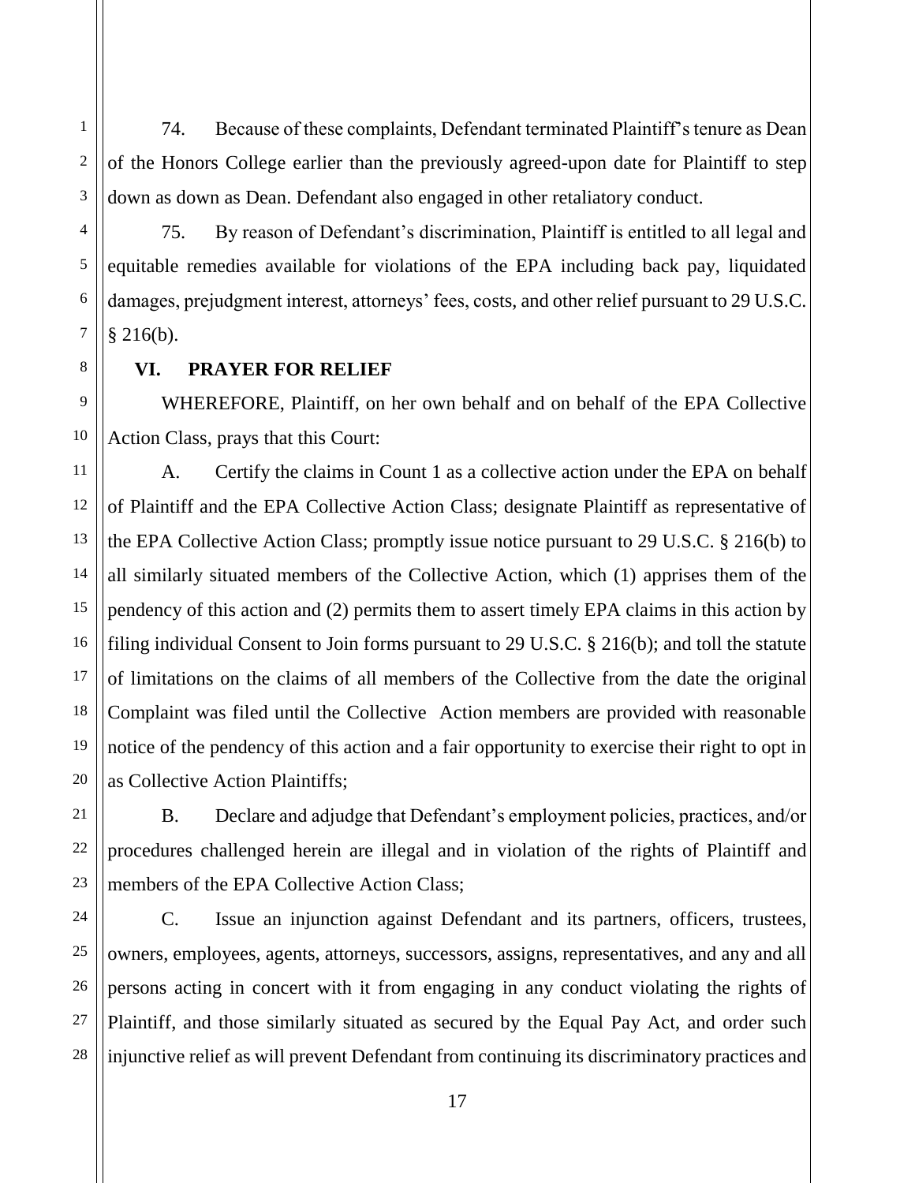74. Because of these complaints, Defendant terminated Plaintiff's tenure as Dean of the Honors College earlier than the previously agreed-upon date for Plaintiff to step down as down as Dean. Defendant also engaged in other retaliatory conduct.

75. By reason of Defendant's discrimination, Plaintiff is entitled to all legal and equitable remedies available for violations of the EPA including back pay, liquidated damages, prejudgment interest, attorneys' fees, costs, and other relief pursuant to 29 U.S.C. § 216(b).

## VI. PRAYER FOR RELIEF

WHEREFORE, Plaintiff, on her own behalf and on behalf of the EPA Collective Action Class, prays that this Court:

A. Certify the claims in Count 1 as a collective action under the EPA on behalf of Plaintiff and the EPA Collective Action Class; designate Plaintiff as representative of the EPA Collective Action Class; promptly issue notice pursuant to 29 U.S.C. § 216(b) to all similarly situated members of the Collective Action, which (1) apprises them of the pendency of this action and (2) permits them to assert timely EPA claims in this action by filing individual Consent to Join forms pursuant to 29 U.S.C. § 216(b); and toll the statute of limitations on the claims of all members of the Collective from the date the original Complaint was filed until the Collective Action members are provided with reasonable notice of the pendency of this action and a fair opportunity to exercise their right to opt in as Collective Action Plaintiffs;

B. Declare and adjudge that Defendant's employment policies, practices, and/or procedures challenged herein are illegal and in violation of the rights of Plaintiff and members of the EPA Collective Action Class;

C. Issue an injunction against Defendant and its partners, officers, trustees, owners, employees, agents, attorneys, successors, assigns, representatives, and any and all persons acting in concert with it from engaging in any conduct violating the rights of Plaintiff, and those similarly situated as secured by the Equal Pay Act, and order such injunctive relief as will prevent Defendant from continuing its discriminatory practices and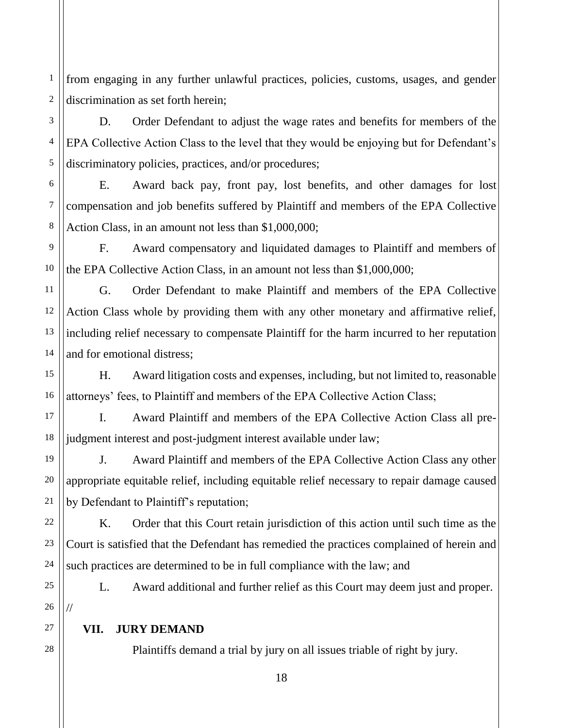from engaging in any further unlawful practices, policies, customs, usages, and gender discrimination as set forth herein;

D. Order Defendant to adjust the wage rates and benefits for members of the EPA Collective Action Class to the level that they would be enjoying but for Defendant's discriminatory policies, practices, and/or procedures;

E. Award back pay, front pay, lost benefits, and other damages for lost compensation and job benefits suffered by Plaintiff and members of the EPA Collective Action Class, in an amount not less than $1,000,000;

F. Award compensatory and liquidated damages to Plaintiff and members of the EPA Collective Action Class, in an amount not less than $1,000,000;

G. Order Defendant to make Plaintiff and members of the EPA Collective Action Class whole by providing them with any other monetary and affirmative relief, including relief necessary to compensate Plaintiff for the harm incurred to her reputation and for emotional distress;

H. Award litigation costs and expenses, including, but not limited to, reasonable attorneys' fees, to Plaintiff and members of the EPA Collective Action Class;

I. Award Plaintiff and members of the EPA Collective Action Class all pre-judgment interest and post-judgment interest available under law;

J. Award Plaintiff and members of the EPA Collective Action Class any other appropriate equitable relief, including equitable relief necessary to repair damage caused by Defendant to Plaintiff's reputation;

K. Order that this Court retain jurisdiction of this action until such time as the Court is satisfied that the Defendant has remedied the practices complained of herein and such practices are determined to be in full compliance with the law; and

L. Award additional and further relief as this Court may deem just and proper.

//

## VII. JURY DEMAND

Plaintiffs demand a trial by jury on all issues triable of right by jury.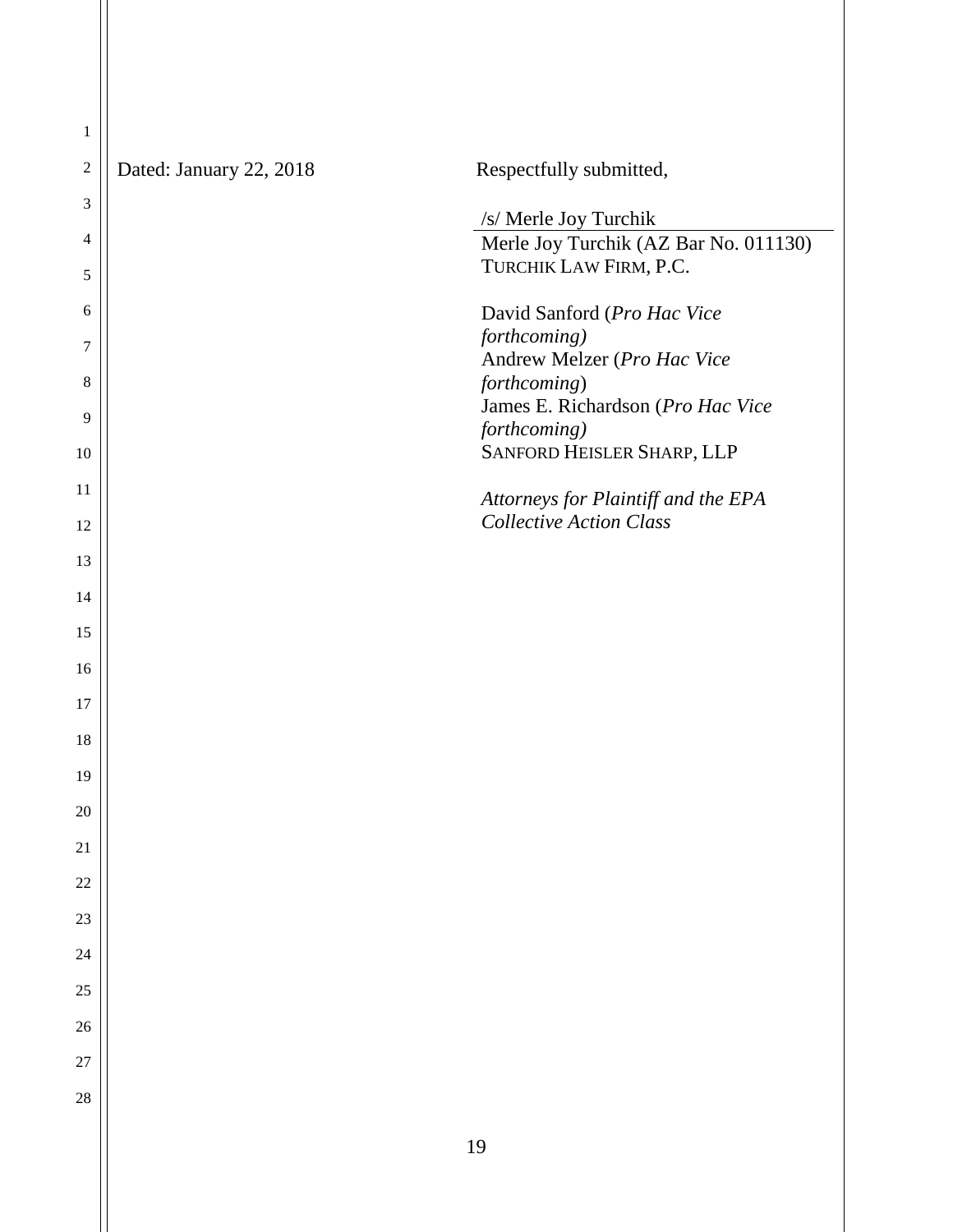Dated: January 22, 2018

Respectfully submitted,

/s/ Merle Joy Turchik
Merle Joy Turchik (AZ Bar No. 011130)
TURCHIK LAW FIRM, P.C.

David Sanford (*Pro Hac Vice forthcoming)*
Andrew Melzer (*Pro Hac Vice forthcoming*)
James E. Richardson (*Pro Hac Vice forthcoming)*
SANFORD HEISLER SHARP, LLP

*Attorneys for Plaintiff and the EPA Collective Action Class*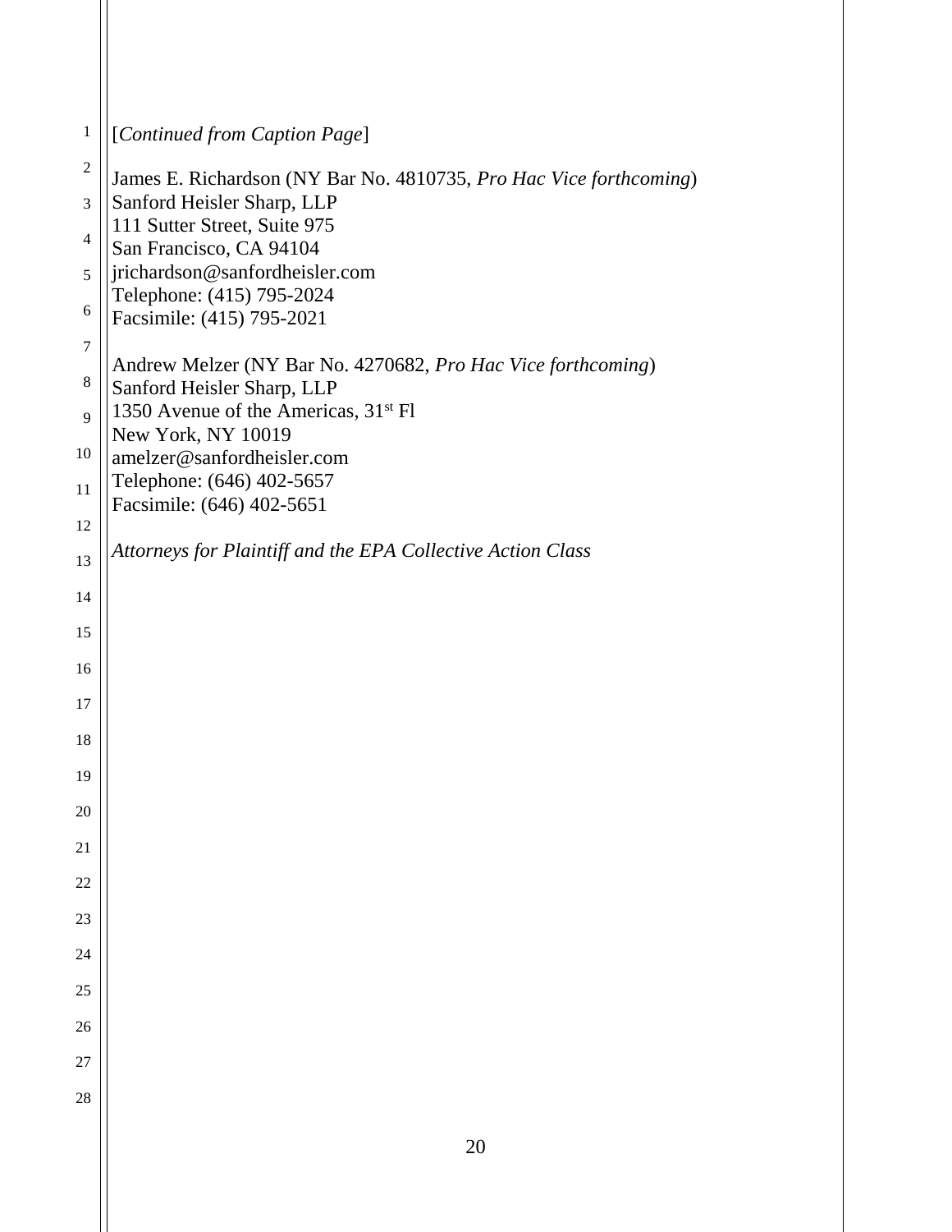[*Continued from Caption Page*]

James E. Richardson (NY Bar No. 4810735, *Pro Hac Vice forthcoming*)
Sanford Heisler Sharp, LLP
111 Sutter Street, Suite 975
San Francisco, CA 94104
jrichardson@sanfordheisler.com
Telephone: (415) 795-2024
Facsimile: (415) 795-2021

Andrew Melzer (NY Bar No. 4270682, *Pro Hac Vice forthcoming*)
Sanford Heisler Sharp, LLP
1350 Avenue of the Americas, 31st Fl
New York, NY 10019
amelzer@sanfordheisler.com
Telephone: (646) 402-5657
Facsimile: (646) 402-5651

*Attorneys for Plaintiff and the EPA Collective Action Class*